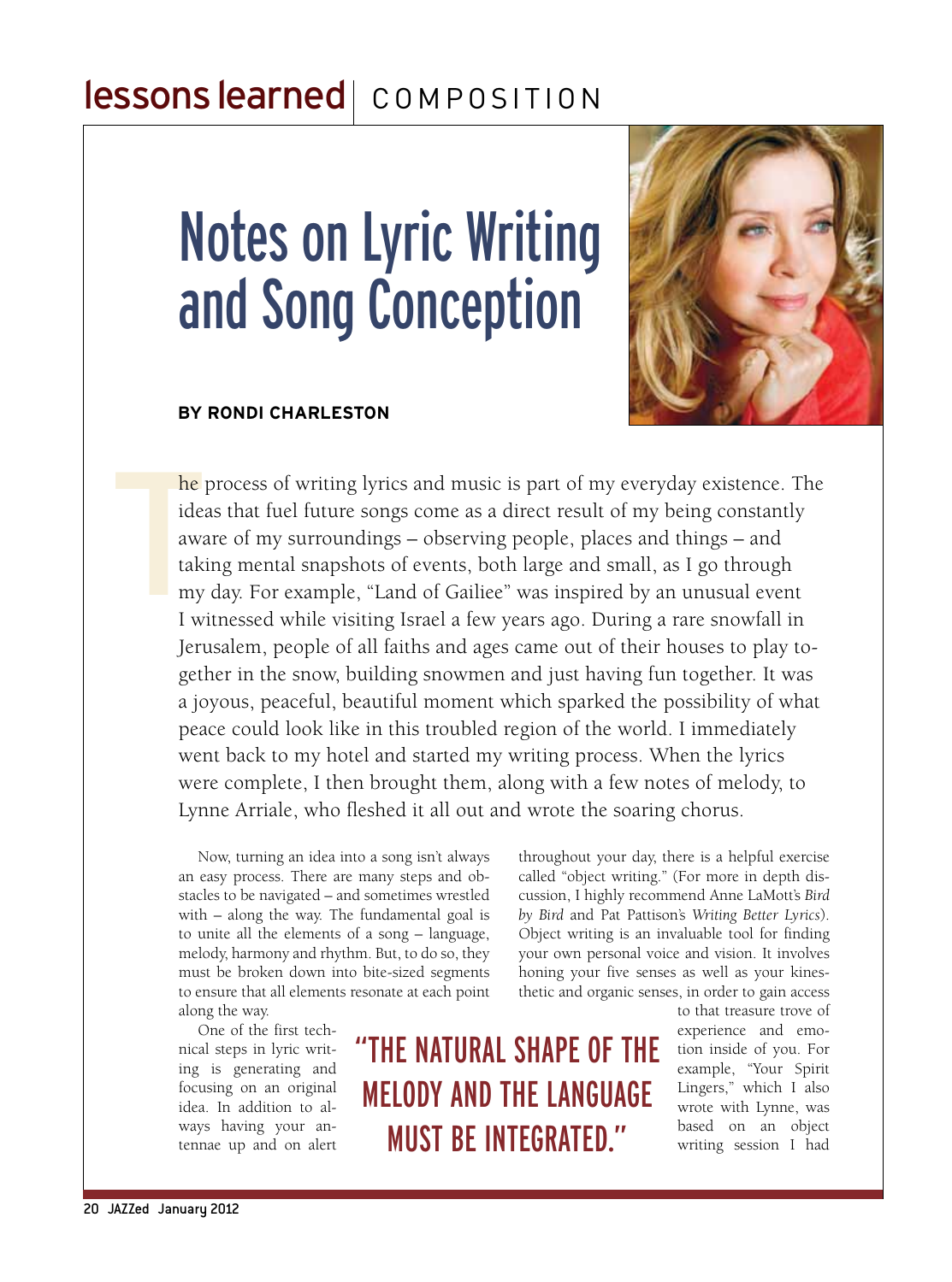lessons learned | COMPOSITION

# Notes on Lyric Writing and Song Conception

**BY RONDI CHARLESTON**

The process of writing lyrics and music is part of my everyday existence. The ideas that fuel future songs come as a direct result of my being constantly aware of my surroundings – observing people, places and things – and taking mental snapshots of events, both large and small, as I go through my day. For example, "Land of Gailiee" was inspired by an unusual event I witnessed while visiting Israel a few years ago. During a rare snowfall in Jerusalem, people of all faiths and ages came out of their houses to play together in the snow, building snowmen and just having fun together. It was a joyous, peaceful, beautiful moment which sparked the possibility of what peace could look like in this troubled region of the world. I immediately went back to my hotel and started my writing process. When the lyrics were complete, I then brought them, along with a few notes of melody, to Lynne Arriale, who fleshed it all out and wrote the soaring chorus.

Now, turning an idea into a song isn't always an easy process. There are many steps and obstacles to be navigated – and sometimes wrestled with – along the way. The fundamental goal is to unite all the elements of a song – language, melody, harmony and rhythm. But, to do so, they must be broken down into bite-sized segments to ensure that all elements resonate at each point along the way.

One of the first technical steps in lyric writing is generating and focusing on an original idea. In addition to always having your antennae up and on alert throughout your day, there is a helpful exercise called "object writing." (For more in depth discussion, I highly recommend Anne LaMott's *Bird by Bird* and Pat Pattison's *Writing Better Lyrics*). Object writing is an invaluable tool for finding your own personal voice and vision. It involves honing your five senses as well as your kinesthetic and organic senses, in order to gain access to that treasure trove of experience and emotion inside of you. For example, "Your Spirit Lingers," which I also wrote with Lynne, was based on an object writing session I had

> "THE NATURAL SHAPE OF THE MELODY AND THE LANGUAGE MUST BE INTEGRATED."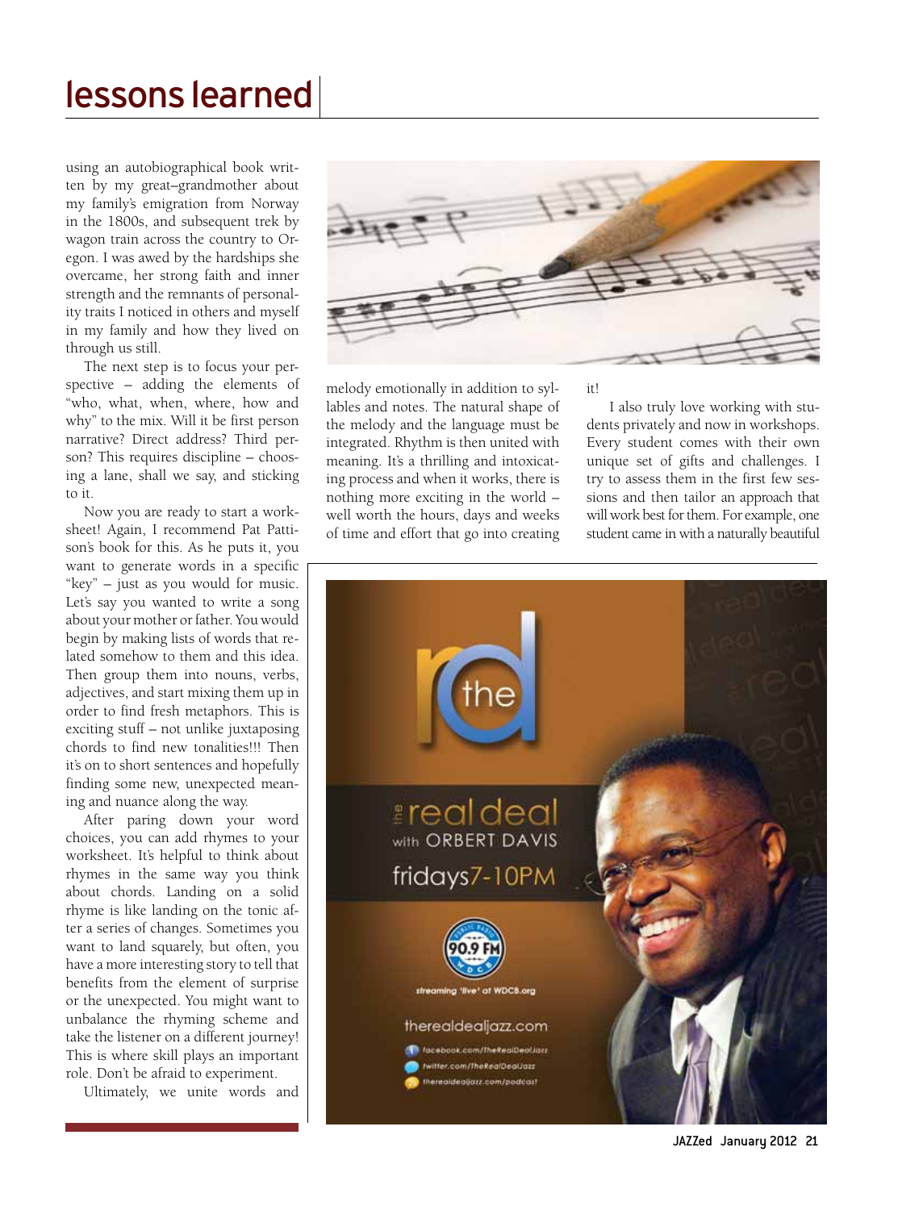using an autobiographical book written by my great–grandmother about my family's emigration from Norway in the 1800s, and subsequent trek by wagon train across the country to Oregon. I was awed by the hardships she overcame, her strong faith and inner strength and the remnants of personality traits I noticed in others and myself in my family and how they lived on through us still.

The next step is to focus your perspective – adding the elements of "who, what, when, where, how and why" to the mix. Will it be first person narrative? Direct address? Third person? This requires discipline – choosing a lane, shall we say, and sticking to it.

Now you are ready to start a worksheet! Again, I recommend Pat Pattison's book for this. As he puts it, you want to generate words in a specific "key" – just as you would for music. Let's say you wanted to write a song about your mother or father. You would begin by making lists of words that related somehow to them and this idea. Then group them into nouns, verbs, adjectives, and start mixing them up in order to find fresh metaphors. This is exciting stuff – not unlike juxtaposing chords to find new tonalities!!! Then it's on to short sentences and hopefully finding some new, unexpected meaning and nuance along the way.

After paring down your word choices, you can add rhymes to your worksheet. It's helpful to think about rhymes in the same way you think about chords. Landing on a solid rhyme is like landing on the tonic after a series of changes. Sometimes you want to land squarely, but often, you have a more interesting story to tell that benefits from the element of surprise or the unexpected. You might want to unbalance the rhyming scheme and take the listener on a different journey! This is where skill plays an important role. Don't be afraid to experiment.

Ultimately, we unite words and melody emotionally in addition to syllables and notes. The natural shape of the melody and the language must be integrated. Rhythm is then united with meaning. It's a thrilling and intoxicating process and when it works, there is nothing more exciting in the world – well worth the hours, days and weeks of time and effort that go into creating it!

I also truly love working with students privately and now in workshops. Every student comes with their own unique set of gifts and challenges. I try to assess them in the first few sessions and then tailor an approach that will work best for them. For example, one student came in with a naturally beautiful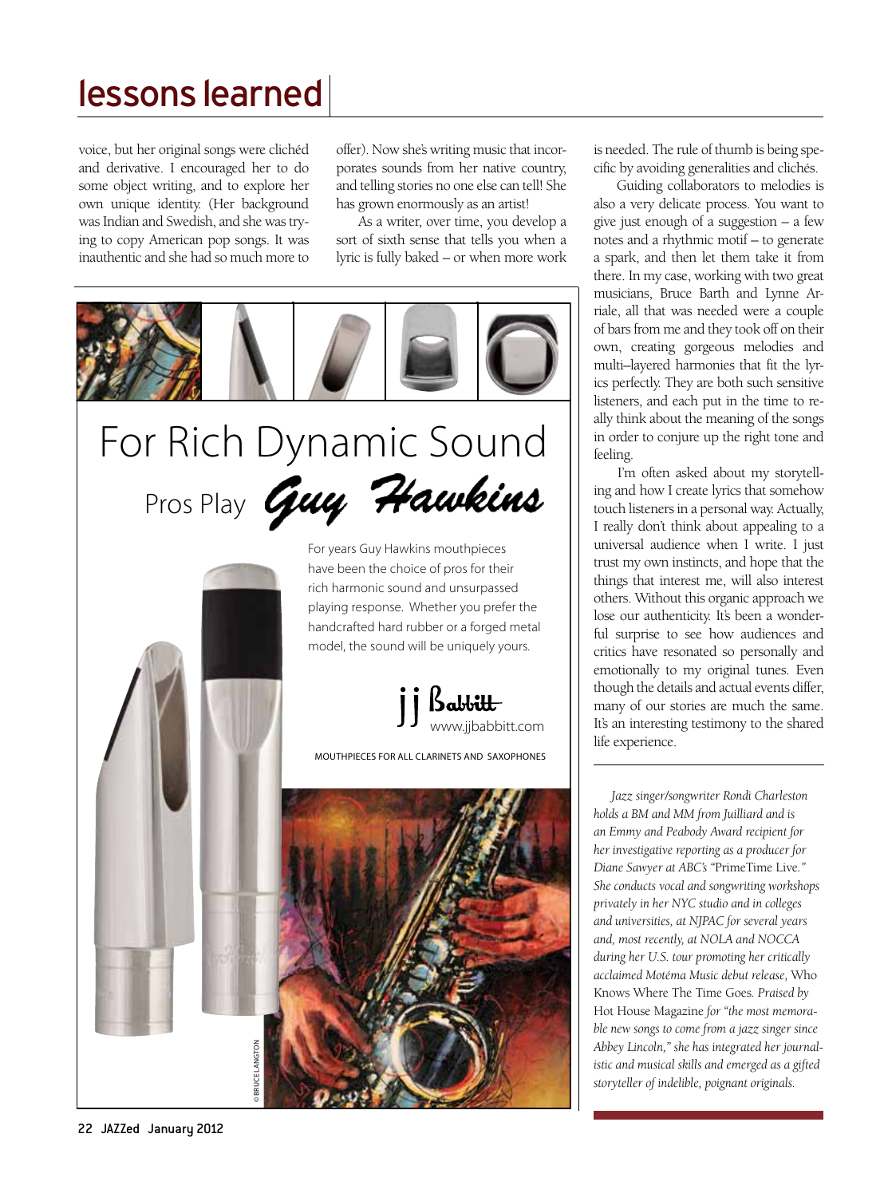voice, but her original songs were clichéd and derivative. I encouraged her to do some object writing, and to explore her own unique identity. (Her background was Indian and Swedish, and she was trying to copy American pop songs. It was inauthentic and she had so much more to offer). Now she's writing music that incorporates sounds from her native country, and telling stories no one else can tell! She has grown enormously as an artist!

As a writer, over time, you develop a sort of sixth sense that tells you when a lyric is fully baked – or when more work is needed. The rule of thumb is being specific by avoiding generalities and clichés.

Guiding collaborators to melodies is also a very delicate process. You want to give just enough of a suggestion – a few notes and a rhythmic motif – to generate a spark, and then let them take it from there. In my case, working with two great musicians, Bruce Barth and Lynne Arriale, all that was needed were a couple of bars from me and they took off on their own, creating gorgeous melodies and multi–layered harmonies that fit the lyrics perfectly. They are both such sensitive listeners, and each put in the time to really think about the meaning of the songs in order to conjure up the right tone and feeling.

I'm often asked about my storytelling and how I create lyrics that somehow touch listeners in a personal way. Actually, I really don't think about appealing to a universal audience when I write. I just trust my own instincts, and hope that the things that interest me, will also interest others. Without this organic approach we lose our authenticity. It's been a wonderful surprise to see how audiences and critics have resonated so personally and emotionally to my original tunes. Even though the details and actual events differ, many of our stories are much the same. It's an interesting testimony to the shared life experience.

*Jazz singer/songwriter Rondi Charleston holds a BM and MM from Juilliard and is an Emmy and Peabody Award recipient for her investigative reporting as a producer for Diane Sawyer at ABC's* "PrimeTime Live." *She conducts vocal and songwriting workshops privately in her NYC studio and in colleges and universities, at NJPAC for several years and, most recently, at NOLA and NOCCA during her U.S. tour promoting her critically acclaimed Motéma Music debut release,* Who Knows Where The Time Goes. *Praised by* Hot House Magazine *for "the most memorable new songs to come from a jazz singer since Abbey Lincoln," she has integrated her journalistic and musical skills and emerged as a gifted storyteller of indelible, poignant originals.*

For Rich Dynamic Sound

Pros Play Guy Hawkins

For years Guy Hawkins mouthpieces have been the choice of pros for their rich harmonic sound and unsurpassed playing response. Whether you prefer the handcrafted hard rubber or a forged metal model, the sound will be uniquely yours.

jj Babbitt
www.jjbabbitt.com

MOUTHPIECES FOR ALL CLARINETS AND SAXOPHONES

© BRUCE LANGTON